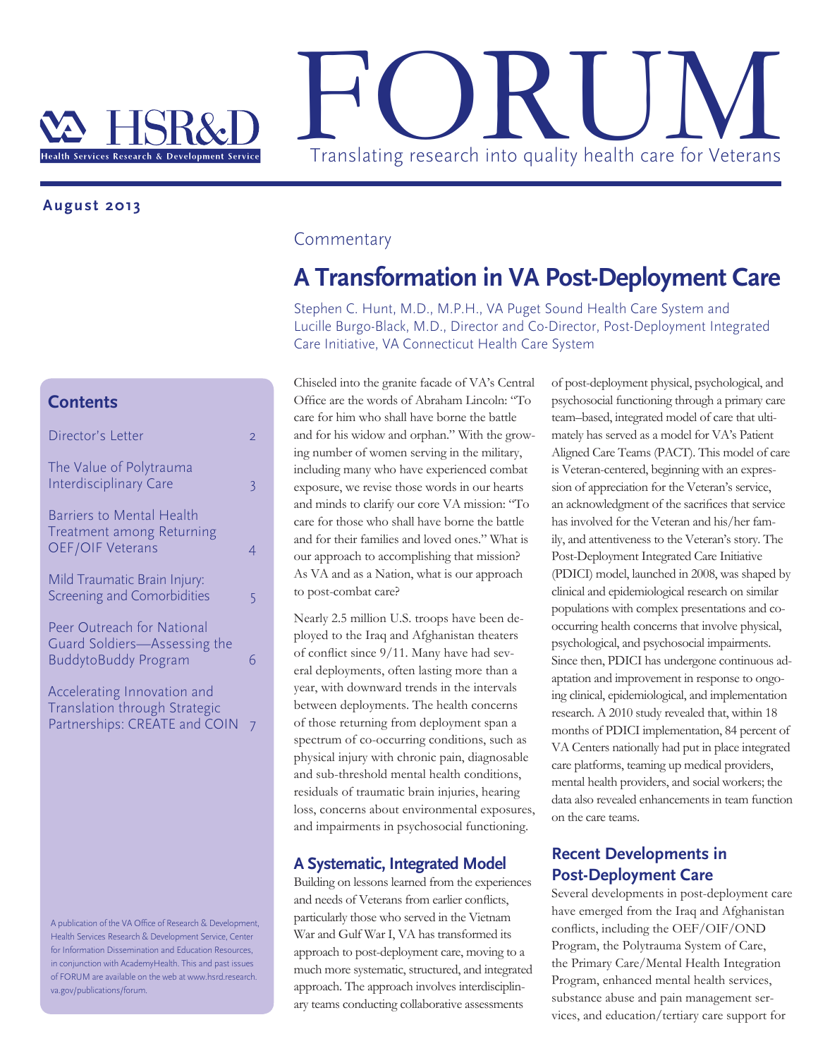# HSR&D FORUM

Health Services Research & Development Service

Translating research into quality health care for Veterans

**August 2013**

## Contents

- Director's Letter — 2
- The Value of Polytrauma Interdisciplinary Care — 3
- Barriers to Mental Health Treatment among Returning OEF/OIF Veterans — 4
- Mild Traumatic Brain Injury: Screening and Comorbidities — 5
- Peer Outreach for National Guard Soldiers—Assessing the BuddytoBuddy Program — 6
- Accelerating Innovation and Translation through Strategic Partnerships: CREATE and COIN — 7

A publication of the VA Office of Research & Development, Health Services Research & Development Service, Center for Information Dissemination and Education Resources, in conjunction with AcademyHealth. This and past issues of FORUM are available on the web at www.hsrd.research.va.gov/publications/forum.

Commentary

# A Transformation in VA Post-Deployment Care

Stephen C. Hunt, M.D., M.P.H., VA Puget Sound Health Care System and Lucille Burgo-Black, M.D., Director and Co-Director, Post-Deployment Integrated Care Initiative, VA Connecticut Health Care System

Chiseled into the granite facade of VA's Central Office are the words of Abraham Lincoln: "To care for him who shall have borne the battle and for his widow and orphan." With the growing number of women serving in the military, including many who have experienced combat exposure, we revise those words in our hearts and minds to clarify our core VA mission: "To care for those who shall have borne the battle and for their families and loved ones." What is our approach to accomplishing that mission? As VA and as a Nation, what is our approach to post-combat care?

Nearly 2.5 million U.S. troops have been deployed to the Iraq and Afghanistan theaters of conflict since 9/11. Many have had several deployments, often lasting more than a year, with downward trends in the intervals between deployments. The health concerns of those returning from deployment span a spectrum of co-occurring conditions, such as physical injury with chronic pain, diagnosable and sub-threshold mental health conditions, residuals of traumatic brain injuries, hearing loss, concerns about environmental exposures, and impairments in psychosocial functioning.

## A Systematic, Integrated Model

Building on lessons learned from the experiences and needs of Veterans from earlier conflicts, particularly those who served in the Vietnam War and Gulf War I, VA has transformed its approach to post-deployment care, moving to a much more systematic, structured, and integrated approach. The approach involves interdisciplinary teams conducting collaborative assessments of post-deployment physical, psychological, and psychosocial functioning through a primary care team–based, integrated model of care that ultimately has served as a model for VA's Patient Aligned Care Teams (PACT). This model of care is Veteran-centered, beginning with an expression of appreciation for the Veteran's service, an acknowledgment of the sacrifices that service has involved for the Veteran and his/her family, and attentiveness to the Veteran's story. The Post-Deployment Integrated Care Initiative (PDICI) model, launched in 2008, was shaped by clinical and epidemiological research on similar populations with complex presentations and co-occurring health concerns that involve physical, psychological, and psychosocial impairments. Since then, PDICI has undergone continuous adaptation and improvement in response to ongoing clinical, epidemiological, and implementation research. A 2010 study revealed that, within 18 months of PDICI implementation, 84 percent of VA Centers nationally had put in place integrated care platforms, teaming up medical providers, mental health providers, and social workers; the data also revealed enhancements in team function on the care teams.

## Recent Developments in Post-Deployment Care

Several developments in post-deployment care have emerged from the Iraq and Afghanistan conflicts, including the OEF/OIF/OND Program, the Polytrauma System of Care, the Primary Care/Mental Health Integration Program, enhanced mental health services, substance abuse and pain management services, and education/tertiary care support for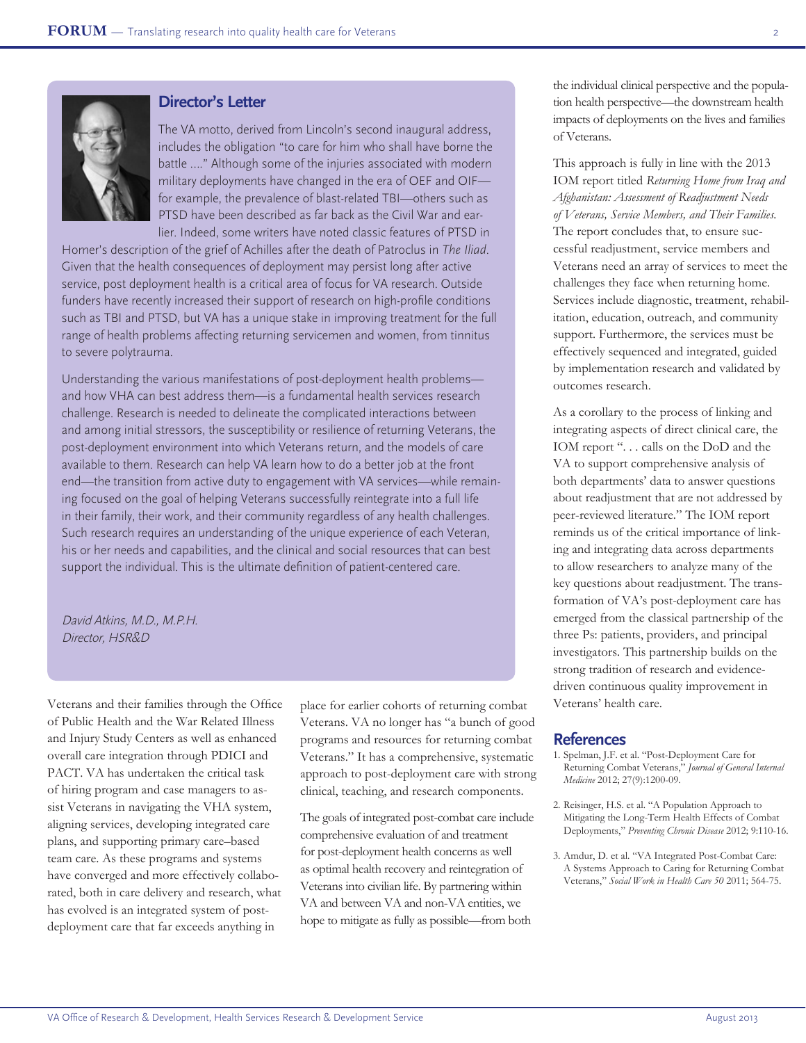## Director's Letter

The VA motto, derived from Lincoln's second inaugural address, includes the obligation "to care for him who shall have borne the battle ...." Although some of the injuries associated with modern military deployments have changed in the era of OEF and OIF—for example, the prevalence of blast-related TBI—others such as PTSD have been described as far back as the Civil War and earlier. Indeed, some writers have noted classic features of PTSD in Homer's description of the grief of Achilles after the death of Patroclus in *The Iliad*. Given that the health consequences of deployment may persist long after active service, post deployment health is a critical area of focus for VA research. Outside funders have recently increased their support of research on high-profile conditions such as TBI and PTSD, but VA has a unique stake in improving treatment for the full range of health problems affecting returning servicemen and women, from tinnitus to severe polytrauma.

Understanding the various manifestations of post-deployment health problems—and how VHA can best address them—is a fundamental health services research challenge. Research is needed to delineate the complicated interactions between and among initial stressors, the susceptibility or resilience of returning Veterans, the post-deployment environment into which Veterans return, and the models of care available to them. Research can help VA learn how to do a better job at the front end—the transition from active duty to engagement with VA services—while remaining focused on the goal of helping Veterans successfully reintegrate into a full life in their family, their work, and their community regardless of any health challenges. Such research requires an understanding of the unique experience of each Veteran, his or her needs and capabilities, and the clinical and social resources that can best support the individual. This is the ultimate definition of patient-centered care.

*David Atkins, M.D., M.P.H.*
*Director, HSR&D*

Veterans and their families through the Office of Public Health and the War Related Illness and Injury Study Centers as well as enhanced overall care integration through PDICI and PACT. VA has undertaken the critical task of hiring program and case managers to assist Veterans in navigating the VHA system, aligning services, developing integrated care plans, and supporting primary care–based team care. As these programs and systems have converged and more effectively collaborated, both in care delivery and research, what has evolved is an integrated system of post-deployment care that far exceeds anything in place for earlier cohorts of returning combat Veterans. VA no longer has "a bunch of good programs and resources for returning combat Veterans." It has a comprehensive, systematic approach to post-deployment care with strong clinical, teaching, and research components.

The goals of integrated post-combat care include comprehensive evaluation of and treatment for post-deployment health concerns as well as optimal health recovery and reintegration of Veterans into civilian life. By partnering within VA and between VA and non-VA entities, we hope to mitigate as fully as possible—from both the individual clinical perspective and the population health perspective—the downstream health impacts of deployments on the lives and families of Veterans.

This approach is fully in line with the 2013 IOM report titled *Returning Home from Iraq and Afghanistan: Assessment of Readjustment Needs of Veterans, Service Members, and Their Families.* The report concludes that, to ensure successful readjustment, service members and Veterans need an array of services to meet the challenges they face when returning home. Services include diagnostic, treatment, rehabilitation, education, outreach, and community support. Furthermore, the services must be effectively sequenced and integrated, guided by implementation research and validated by outcomes research.

As a corollary to the process of linking and integrating aspects of direct clinical care, the IOM report ". . . calls on the DoD and the VA to support comprehensive analysis of both departments' data to answer questions about readjustment that are not addressed by peer-reviewed literature." The IOM report reminds us of the critical importance of linking and integrating data across departments to allow researchers to analyze many of the key questions about readjustment. The transformation of VA's post-deployment care has emerged from the classical partnership of the three Ps: patients, providers, and principal investigators. This partnership builds on the strong tradition of research and evidence-driven continuous quality improvement in Veterans' health care.

## References

1. Spelman, J.F. et al. "Post-Deployment Care for Returning Combat Veterans," *Journal of General Internal Medicine* 2012; 27(9):1200-09.
2. Reisinger, H.S. et al. "A Population Approach to Mitigating the Long-Term Health Effects of Combat Deployments," *Preventing Chronic Disease* 2012; 9:110-16.
3. Amdur, D. et al. "VA Integrated Post-Combat Care: A Systems Approach to Caring for Returning Combat Veterans," *Social Work in Health Care 50* 2011; 564-75.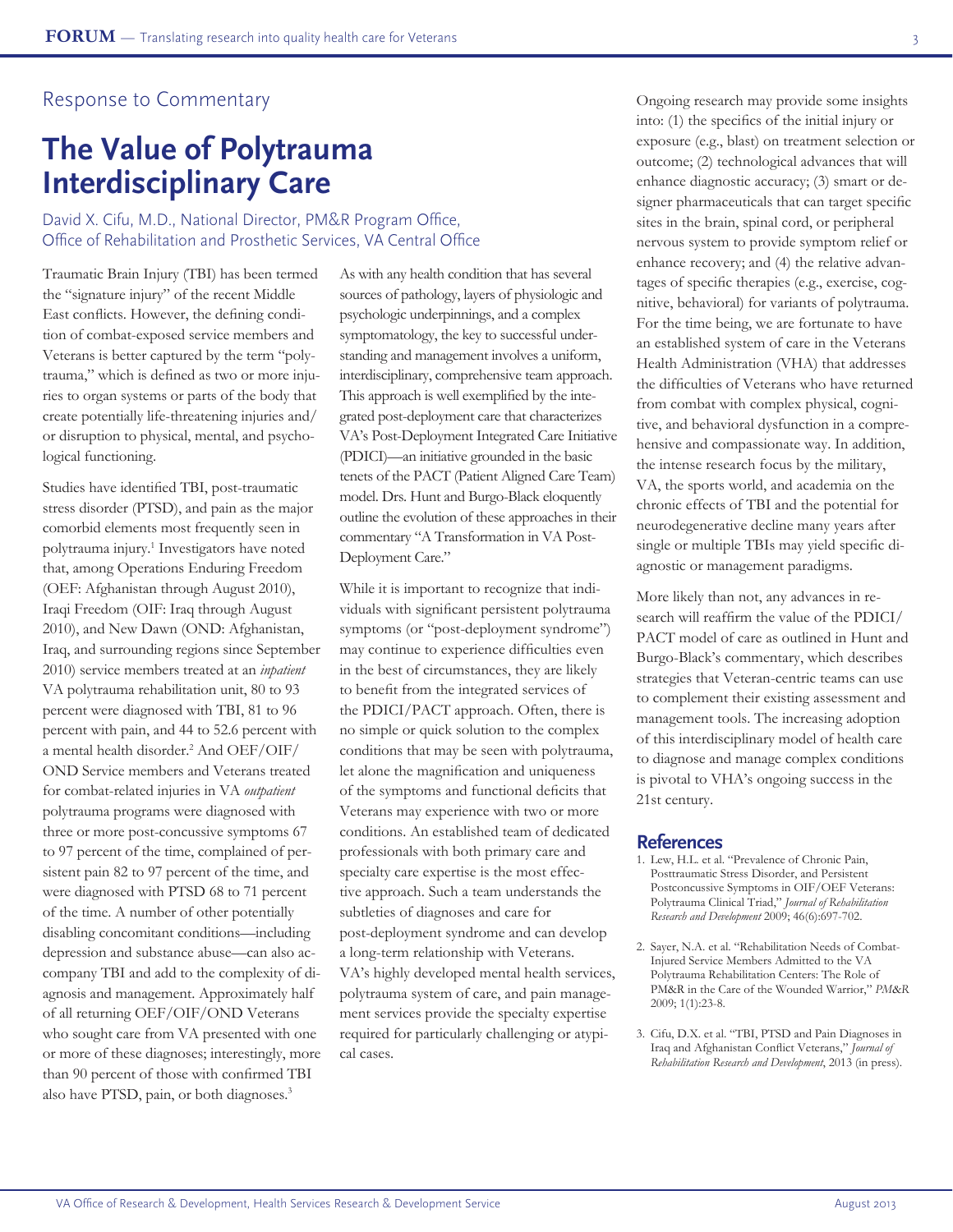Response to Commentary

# The Value of Polytrauma Interdisciplinary Care

David X. Cifu, M.D., National Director, PM&R Program Office, Office of Rehabilitation and Prosthetic Services, VA Central Office

Traumatic Brain Injury (TBI) has been termed the "signature injury" of the recent Middle East conflicts. However, the defining condition of combat-exposed service members and Veterans is better captured by the term "polytrauma," which is defined as two or more injuries to organ systems or parts of the body that create potentially life-threatening injuries and/or disruption to physical, mental, and psychological functioning.

Studies have identified TBI, post-traumatic stress disorder (PTSD), and pain as the major comorbid elements most frequently seen in polytrauma injury.[1] Investigators have noted that, among Operations Enduring Freedom (OEF: Afghanistan through August 2010), Iraqi Freedom (OIF: Iraq through August 2010), and New Dawn (OND: Afghanistan, Iraq, and surrounding regions since September 2010) service members treated at an *inpatient* VA polytrauma rehabilitation unit, 80 to 93 percent were diagnosed with TBI, 81 to 96 percent with pain, and 44 to 52.6 percent with a mental health disorder.[2] And OEF/OIF/OND Service members and Veterans treated for combat-related injuries in VA *outpatient* polytrauma programs were diagnosed with three or more post-concussive symptoms 67 to 97 percent of the time, complained of persistent pain 82 to 97 percent of the time, and were diagnosed with PTSD 68 to 71 percent of the time. A number of other potentially disabling concomitant conditions—including depression and substance abuse—can also accompany TBI and add to the complexity of diagnosis and management. Approximately half of all returning OEF/OIF/OND Veterans who sought care from VA presented with one or more of these diagnoses; interestingly, more than 90 percent of those with confirmed TBI also have PTSD, pain, or both diagnoses.[3]

As with any health condition that has several sources of pathology, layers of physiologic and psychologic underpinnings, and a complex symptomatology, the key to successful understanding and management involves a uniform, interdisciplinary, comprehensive team approach. This approach is well exemplified by the integrated post-deployment care that characterizes VA's Post-Deployment Integrated Care Initiative (PDICI)—an initiative grounded in the basic tenets of the PACT (Patient Aligned Care Team) model. Drs. Hunt and Burgo-Black eloquently outline the evolution of these approaches in their commentary "A Transformation in VA Post-Deployment Care."

While it is important to recognize that individuals with significant persistent polytrauma symptoms (or "post-deployment syndrome") may continue to experience difficulties even in the best of circumstances, they are likely to benefit from the integrated services of the PDICI/PACT approach. Often, there is no simple or quick solution to the complex conditions that may be seen with polytrauma, let alone the magnification and uniqueness of the symptoms and functional deficits that Veterans may experience with two or more conditions. An established team of dedicated professionals with both primary care and specialty care expertise is the most effective approach. Such a team understands the subtleties of diagnoses and care for post-deployment syndrome and can develop a long-term relationship with Veterans. VA's highly developed mental health services, polytrauma system of care, and pain management services provide the specialty expertise required for particularly challenging or atypical cases.

Ongoing research may provide some insights into: (1) the specifics of the initial injury or exposure (e.g., blast) on treatment selection or outcome; (2) technological advances that will enhance diagnostic accuracy; (3) smart or designer pharmaceuticals that can target specific sites in the brain, spinal cord, or peripheral nervous system to provide symptom relief or enhance recovery; and (4) the relative advantages of specific therapies (e.g., exercise, cognitive, behavioral) for variants of polytrauma. For the time being, we are fortunate to have an established system of care in the Veterans Health Administration (VHA) that addresses the difficulties of Veterans who have returned from combat with complex physical, cognitive, and behavioral dysfunction in a comprehensive and compassionate way. In addition, the intense research focus by the military, VA, the sports world, and academia on the chronic effects of TBI and the potential for neurodegenerative decline many years after single or multiple TBIs may yield specific diagnostic or management paradigms.

More likely than not, any advances in research will reaffirm the value of the PDICI/PACT model of care as outlined in Hunt and Burgo-Black's commentary, which describes strategies that Veteran-centric teams can use to complement their existing assessment and management tools. The increasing adoption of this interdisciplinary model of health care to diagnose and manage complex conditions is pivotal to VHA's ongoing success in the 21st century.

## References

1. Lew, H.L. et al. "Prevalence of Chronic Pain, Posttraumatic Stress Disorder, and Persistent Postconcussive Symptoms in OIF/OEF Veterans: Polytrauma Clinical Triad," *Journal of Rehabilitation Research and Development* 2009; 46(6):697-702.
2. Sayer, N.A. et al. "Rehabilitation Needs of Combat-Injured Service Members Admitted to the VA Polytrauma Rehabilitation Centers: The Role of PM&R in the Care of the Wounded Warrior," *PM&R* 2009; 1(1):23-8.
3. Cifu, D.X. et al. "TBI, PTSD and Pain Diagnoses in Iraq and Afghanistan Conflict Veterans," *Journal of Rehabilitation Research and Development*, 2013 (in press).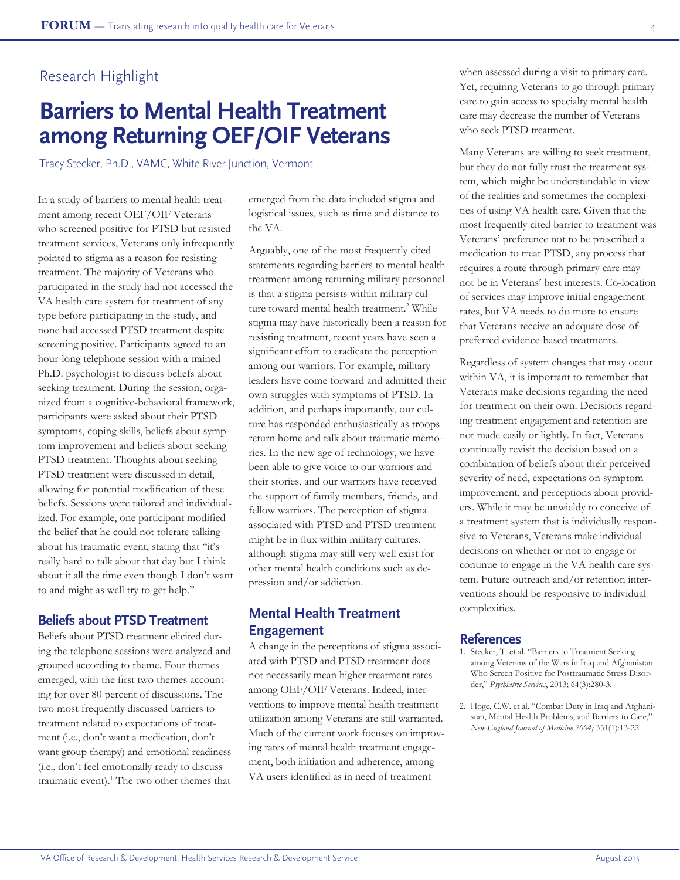Research Highlight

# Barriers to Mental Health Treatment among Returning OEF/OIF Veterans

Tracy Stecker, Ph.D., VAMC, White River Junction, Vermont

In a study of barriers to mental health treatment among recent OEF/OIF Veterans who screened positive for PTSD but resisted treatment services, Veterans only infrequently pointed to stigma as a reason for resisting treatment. The majority of Veterans who participated in the study had not accessed the VA health care system for treatment of any type before participating in the study, and none had accessed PTSD treatment despite screening positive. Participants agreed to an hour-long telephone session with a trained Ph.D. psychologist to discuss beliefs about seeking treatment. During the session, organized from a cognitive-behavioral framework, participants were asked about their PTSD symptoms, coping skills, beliefs about symptom improvement and beliefs about seeking PTSD treatment. Thoughts about seeking PTSD treatment were discussed in detail, allowing for potential modification of these beliefs. Sessions were tailored and individualized. For example, one participant modified the belief that he could not tolerate talking about his traumatic event, stating that "it's really hard to talk about that day but I think about it all the time even though I don't want to and might as well try to get help."

## Beliefs about PTSD Treatment

Beliefs about PTSD treatment elicited during the telephone sessions were analyzed and grouped according to theme. Four themes emerged, with the first two themes accounting for over 80 percent of discussions. The two most frequently discussed barriers to treatment related to expectations of treatment (i.e., don't want a medication, don't want group therapy) and emotional readiness (i.e., don't feel emotionally ready to discuss traumatic event).[1] The two other themes that emerged from the data included stigma and logistical issues, such as time and distance to the VA.

Arguably, one of the most frequently cited statements regarding barriers to mental health treatment among returning military personnel is that a stigma persists within military culture toward mental health treatment.[2] While stigma may have historically been a reason for resisting treatment, recent years have seen a significant effort to eradicate the perception among our warriors. For example, military leaders have come forward and admitted their own struggles with symptoms of PTSD. In addition, and perhaps importantly, our culture has responded enthusiastically as troops return home and talk about traumatic memories. In the new age of technology, we have been able to give voice to our warriors and their stories, and our warriors have received the support of family members, friends, and fellow warriors. The perception of stigma associated with PTSD and PTSD treatment might be in flux within military cultures, although stigma may still very well exist for other mental health conditions such as depression and/or addiction.

## Mental Health Treatment Engagement

A change in the perceptions of stigma associated with PTSD and PTSD treatment does not necessarily mean higher treatment rates among OEF/OIF Veterans. Indeed, interventions to improve mental health treatment utilization among Veterans are still warranted. Much of the current work focuses on improving rates of mental health treatment engagement, both initiation and adherence, among VA users identified as in need of treatment when assessed during a visit to primary care. Yet, requiring Veterans to go through primary care to gain access to specialty mental health care may decrease the number of Veterans who seek PTSD treatment.

Many Veterans are willing to seek treatment, but they do not fully trust the treatment system, which might be understandable in view of the realities and sometimes the complexities of using VA health care. Given that the most frequently cited barrier to treatment was Veterans' preference not to be prescribed a medication to treat PTSD, any process that requires a route through primary care may not be in Veterans' best interests. Co-location of services may improve initial engagement rates, but VA needs to do more to ensure that Veterans receive an adequate dose of preferred evidence-based treatments.

Regardless of system changes that may occur within VA, it is important to remember that Veterans make decisions regarding the need for treatment on their own. Decisions regarding treatment engagement and retention are not made easily or lightly. In fact, Veterans continually revisit the decision based on a combination of beliefs about their perceived severity of need, expectations on symptom improvement, and perceptions about providers. While it may be unwieldy to conceive of a treatment system that is individually responsive to Veterans, Veterans make individual decisions on whether or not to engage or continue to engage in the VA health care system. Future outreach and/or retention interventions should be responsive to individual complexities.

## References

1. Stecker, T. et al. "Barriers to Treatment Seeking among Veterans of the Wars in Iraq and Afghanistan Who Screen Positive for Posttraumatic Stress Disorder," *Psychiatric Services*, 2013; 64(3):280-3.
2. Hoge, C.W. et al. "Combat Duty in Iraq and Afghanistan, Mental Health Problems, and Barriers to Care," *New England Journal of Medicine 2004;* 351(1):13-22.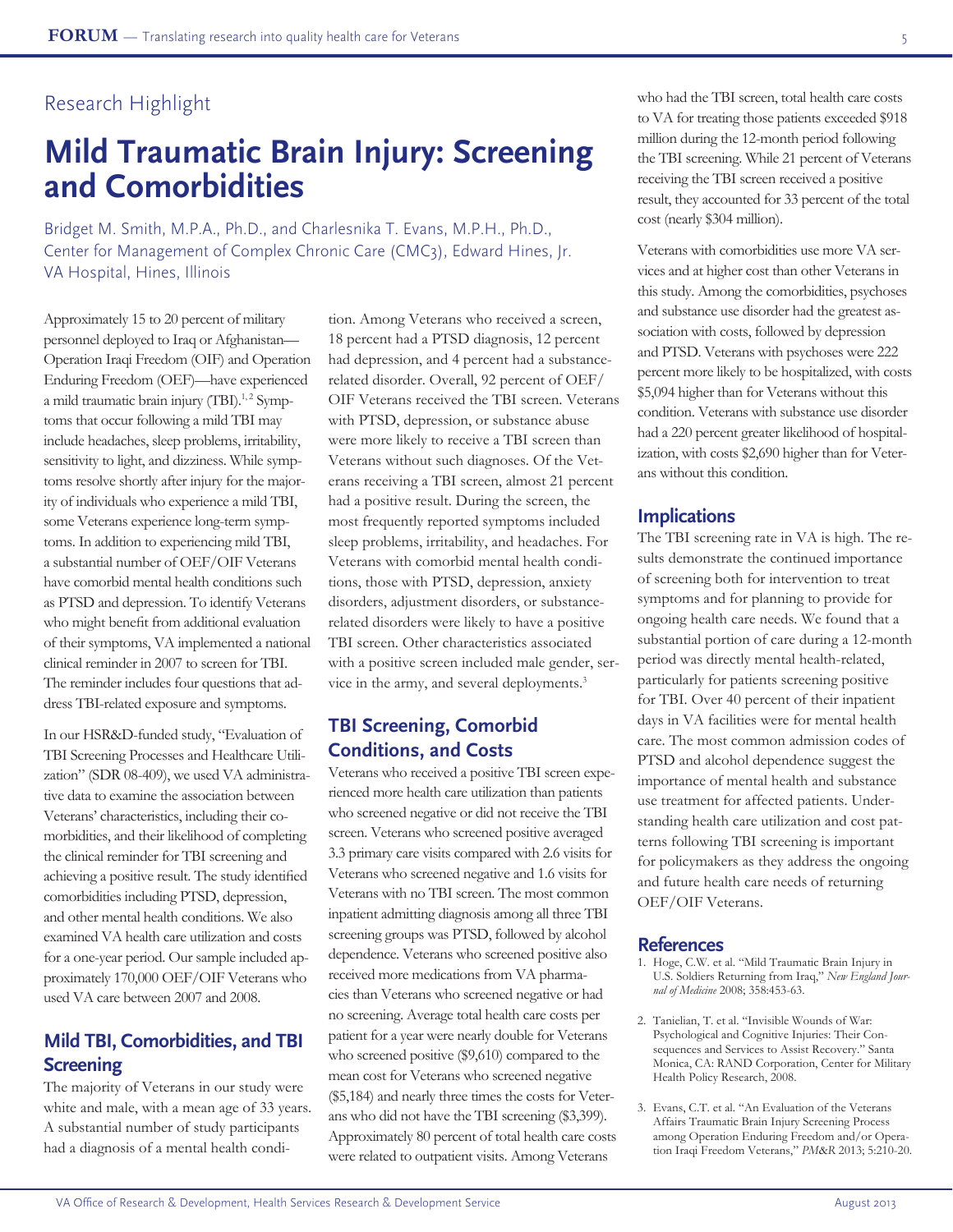Research Highlight

# Mild Traumatic Brain Injury: Screening and Comorbidities

Bridget M. Smith, M.P.A., Ph.D., and Charlesnika T. Evans, M.P.H., Ph.D., Center for Management of Complex Chronic Care (CMC3), Edward Hines, Jr. VA Hospital, Hines, Illinois

Approximately 15 to 20 percent of military personnel deployed to Iraq or Afghanistan—Operation Iraqi Freedom (OIF) and Operation Enduring Freedom (OEF)—have experienced a mild traumatic brain injury (TBI).[1, 2] Symptoms that occur following a mild TBI may include headaches, sleep problems, irritability, sensitivity to light, and dizziness. While symptoms resolve shortly after injury for the majority of individuals who experience a mild TBI, some Veterans experience long-term symptoms. In addition to experiencing mild TBI, a substantial number of OEF/OIF Veterans have comorbid mental health conditions such as PTSD and depression. To identify Veterans who might benefit from additional evaluation of their symptoms, VA implemented a national clinical reminder in 2007 to screen for TBI. The reminder includes four questions that address TBI-related exposure and symptoms.

In our HSR&D-funded study, "Evaluation of TBI Screening Processes and Healthcare Utilization" (SDR 08-409), we used VA administrative data to examine the association between Veterans' characteristics, including their comorbidities, and their likelihood of completing the clinical reminder for TBI screening and achieving a positive result. The study identified comorbidities including PTSD, depression, and other mental health conditions. We also examined VA health care utilization and costs for a one-year period. Our sample included approximately 170,000 OEF/OIF Veterans who used VA care between 2007 and 2008.

## Mild TBI, Comorbidities, and TBI Screening

The majority of Veterans in our study were white and male, with a mean age of 33 years. A substantial number of study participants had a diagnosis of a mental health condition. Among Veterans who received a screen, 18 percent had a PTSD diagnosis, 12 percent had depression, and 4 percent had a substance-related disorder. Overall, 92 percent of OEF/OIF Veterans received the TBI screen. Veterans with PTSD, depression, or substance abuse were more likely to receive a TBI screen than Veterans without such diagnoses. Of the Veterans receiving a TBI screen, almost 21 percent had a positive result. During the screen, the most frequently reported symptoms included sleep problems, irritability, and headaches. For Veterans with comorbid mental health conditions, those with PTSD, depression, anxiety disorders, adjustment disorders, or substance-related disorders were likely to have a positive TBI screen. Other characteristics associated with a positive screen included male gender, service in the army, and several deployments.[3]

## TBI Screening, Comorbid Conditions, and Costs

Veterans who received a positive TBI screen experienced more health care utilization than patients who screened negative or did not receive the TBI screen. Veterans who screened positive averaged 3.3 primary care visits compared with 2.6 visits for Veterans who screened negative and 1.6 visits for Veterans with no TBI screen. The most common inpatient admitting diagnosis among all three TBI screening groups was PTSD, followed by alcohol dependence. Veterans who screened positive also received more medications from VA pharmacies than Veterans who screened negative or had no screening. Average total health care costs per patient for a year were nearly double for Veterans who screened positive ($9,610) compared to the mean cost for Veterans who screened negative ($5,184) and nearly three times the costs for Veterans who did not have the TBI screening ($3,399). Approximately 80 percent of total health care costs were related to outpatient visits. Among Veterans who had the TBI screen, total health care costs to VA for treating those patients exceeded $918 million during the 12-month period following the TBI screening. While 21 percent of Veterans receiving the TBI screen received a positive result, they accounted for 33 percent of the total cost (nearly $304 million).

Veterans with comorbidities use more VA services and at higher cost than other Veterans in this study. Among the comorbidities, psychoses and substance use disorder had the greatest association with costs, followed by depression and PTSD. Veterans with psychoses were 222 percent more likely to be hospitalized, with costs $5,094 higher than for Veterans without this condition. Veterans with substance use disorder had a 220 percent greater likelihood of hospitalization, with costs $2,690 higher than for Veterans without this condition.

## Implications

The TBI screening rate in VA is high. The results demonstrate the continued importance of screening both for intervention to treat symptoms and for planning to provide for ongoing health care needs. We found that a substantial portion of care during a 12-month period was directly mental health-related, particularly for patients screening positive for TBI. Over 40 percent of their inpatient days in VA facilities were for mental health care. The most common admission codes of PTSD and alcohol dependence suggest the importance of mental health and substance use treatment for affected patients. Understanding health care utilization and cost patterns following TBI screening is important for policymakers as they address the ongoing and future health care needs of returning OEF/OIF Veterans.

## References

1. Hoge, C.W. et al. "Mild Traumatic Brain Injury in U.S. Soldiers Returning from Iraq," *New England Journal of Medicine* 2008; 358:453-63.
2. Tanielian, T. et al. "Invisible Wounds of War: Psychological and Cognitive Injuries: Their Consequences and Services to Assist Recovery." Santa Monica, CA: RAND Corporation, Center for Military Health Policy Research, 2008.
3. Evans, C.T. et al. "An Evaluation of the Veterans Affairs Traumatic Brain Injury Screening Process among Operation Enduring Freedom and/or Operation Iraqi Freedom Veterans," *PM&R* 2013; 5:210-20.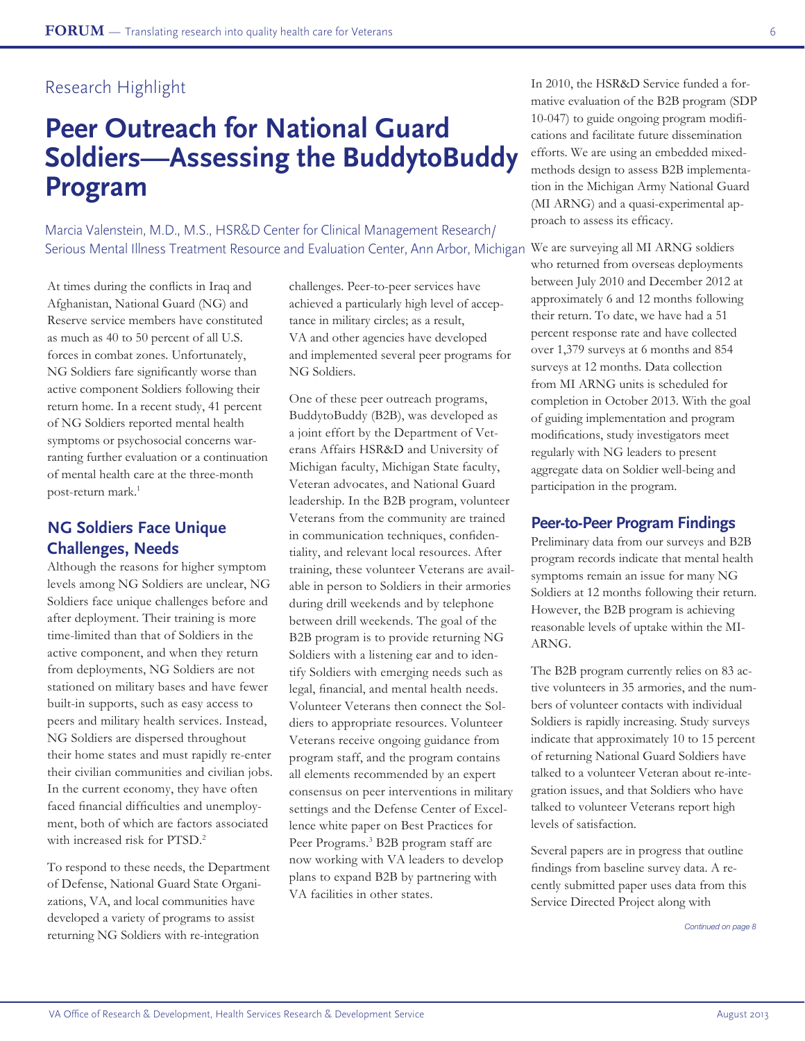Research Highlight

# Peer Outreach for National Guard Soldiers—Assessing the BuddytoBuddy Program

Marcia Valenstein, M.D., M.S., HSR&D Center for Clinical Management Research/ Serious Mental Illness Treatment Resource and Evaluation Center, Ann Arbor, Michigan

At times during the conflicts in Iraq and Afghanistan, National Guard (NG) and Reserve service members have constituted as much as 40 to 50 percent of all U.S. forces in combat zones. Unfortunately, NG Soldiers fare significantly worse than active component Soldiers following their return home. In a recent study, 41 percent of NG Soldiers reported mental health symptoms or psychosocial concerns warranting further evaluation or a continuation of mental health care at the three-month post-return mark.[1]

## NG Soldiers Face Unique Challenges, Needs

Although the reasons for higher symptom levels among NG Soldiers are unclear, NG Soldiers face unique challenges before and after deployment. Their training is more time-limited than that of Soldiers in the active component, and when they return from deployments, NG Soldiers are not stationed on military bases and have fewer built-in supports, such as easy access to peers and military health services. Instead, NG Soldiers are dispersed throughout their home states and must rapidly re-enter their civilian communities and civilian jobs. In the current economy, they have often faced financial difficulties and unemployment, both of which are factors associated with increased risk for PTSD.[2]

To respond to these needs, the Department of Defense, National Guard State Organizations, VA, and local communities have developed a variety of programs to assist returning NG Soldiers with re-integration challenges. Peer-to-peer services have achieved a particularly high level of acceptance in military circles; as a result, VA and other agencies have developed and implemented several peer programs for NG Soldiers.

One of these peer outreach programs, BuddytoBuddy (B2B), was developed as a joint effort by the Department of Veterans Affairs HSR&D and University of Michigan faculty, Michigan State faculty, Veteran advocates, and National Guard leadership. In the B2B program, volunteer Veterans from the community are trained in communication techniques, confidentiality, and relevant local resources. After training, these volunteer Veterans are available in person to Soldiers in their armories during drill weekends and by telephone between drill weekends. The goal of the B2B program is to provide returning NG Soldiers with a listening ear and to identify Soldiers with emerging needs such as legal, financial, and mental health needs. Volunteer Veterans then connect the Soldiers to appropriate resources. Volunteer Veterans receive ongoing guidance from program staff, and the program contains all elements recommended by an expert consensus on peer interventions in military settings and the Defense Center of Excellence white paper on Best Practices for Peer Programs.[3] B2B program staff are now working with VA leaders to develop plans to expand B2B by partnering with VA facilities in other states.

In 2010, the HSR&D Service funded a formative evaluation of the B2B program (SDP 10-047) to guide ongoing program modifications and facilitate future dissemination efforts. We are using an embedded mixed-methods design to assess B2B implementation in the Michigan Army National Guard (MI ARNG) and a quasi-experimental approach to assess its efficacy.

We are surveying all MI ARNG soldiers who returned from overseas deployments between July 2010 and December 2012 at approximately 6 and 12 months following their return. To date, we have had a 51 percent response rate and have collected over 1,379 surveys at 6 months and 854 surveys at 12 months. Data collection from MI ARNG units is scheduled for completion in October 2013. With the goal of guiding implementation and program modifications, study investigators meet regularly with NG leaders to present aggregate data on Soldier well-being and participation in the program.

## Peer-to-Peer Program Findings

Preliminary data from our surveys and B2B program records indicate that mental health symptoms remain an issue for many NG Soldiers at 12 months following their return. However, the B2B program is achieving reasonable levels of uptake within the MI-ARNG.

The B2B program currently relies on 83 active volunteers in 35 armories, and the numbers of volunteer contacts with individual Soldiers is rapidly increasing. Study surveys indicate that approximately 10 to 15 percent of returning National Guard Soldiers have talked to a volunteer Veteran about re-integration issues, and that Soldiers who have talked to volunteer Veterans report high levels of satisfaction.

Several papers are in progress that outline findings from baseline survey data. A recently submitted paper uses data from this Service Directed Project along with

*Continued on page 8*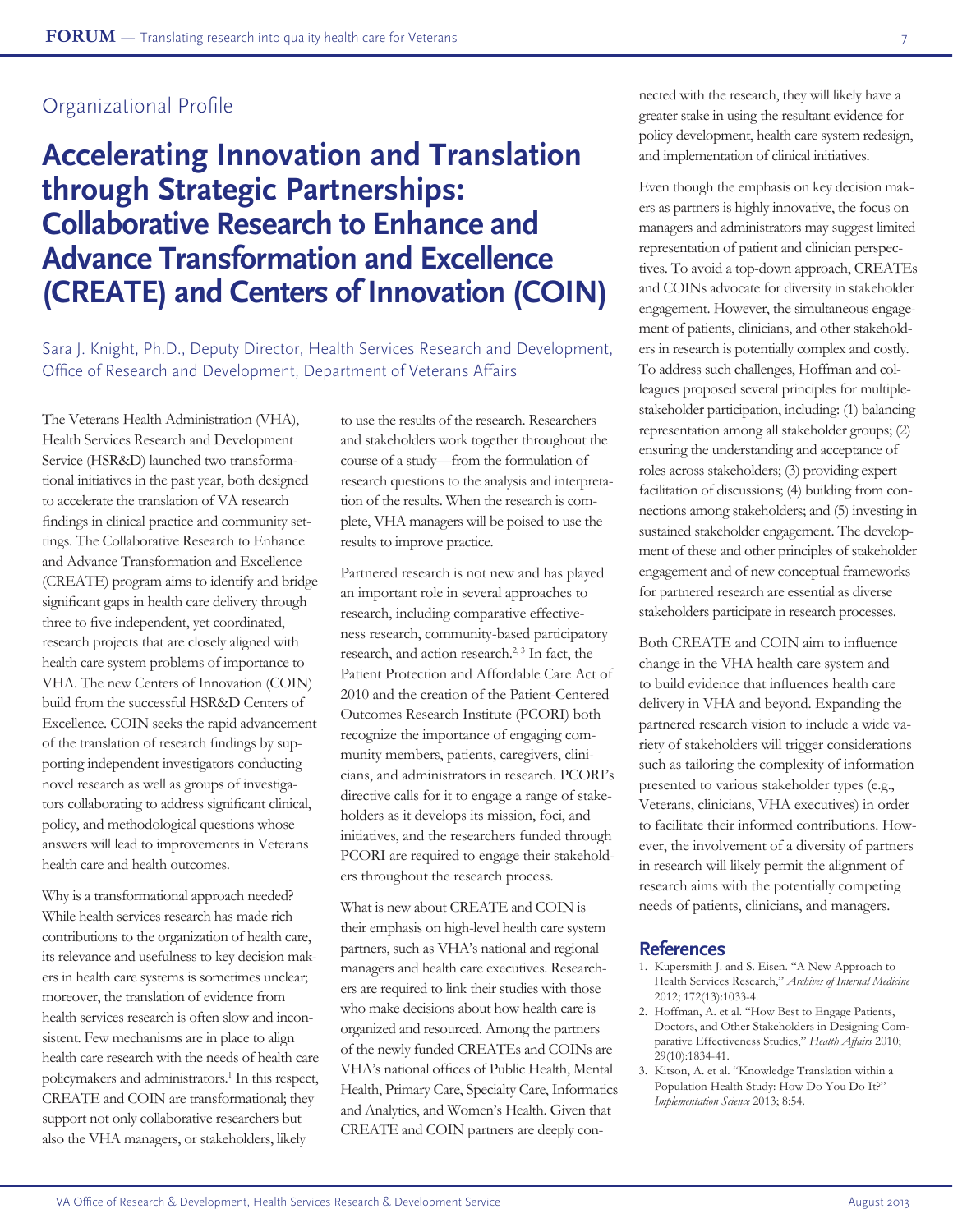Organizational Profile

# Accelerating Innovation and Translation through Strategic Partnerships: Collaborative Research to Enhance and Advance Transformation and Excellence (CREATE) and Centers of Innovation (COIN)

Sara J. Knight, Ph.D., Deputy Director, Health Services Research and Development, Office of Research and Development, Department of Veterans Affairs

The Veterans Health Administration (VHA), Health Services Research and Development Service (HSR&D) launched two transformational initiatives in the past year, both designed to accelerate the translation of VA research findings in clinical practice and community settings. The Collaborative Research to Enhance and Advance Transformation and Excellence (CREATE) program aims to identify and bridge significant gaps in health care delivery through three to five independent, yet coordinated, research projects that are closely aligned with health care system problems of importance to VHA. The new Centers of Innovation (COIN) build from the successful HSR&D Centers of Excellence. COIN seeks the rapid advancement of the translation of research findings by supporting independent investigators conducting novel research as well as groups of investigators collaborating to address significant clinical, policy, and methodological questions whose answers will lead to improvements in Veterans health care and health outcomes.

Why is a transformational approach needed? While health services research has made rich contributions to the organization of health care, its relevance and usefulness to key decision makers in health care systems is sometimes unclear; moreover, the translation of evidence from health services research is often slow and inconsistent. Few mechanisms are in place to align health care research with the needs of health care policymakers and administrators.[1] In this respect, CREATE and COIN are transformational; they support not only collaborative researchers but also the VHA managers, or stakeholders, likely to use the results of the research. Researchers and stakeholders work together throughout the course of a study—from the formulation of research questions to the analysis and interpretation of the results. When the research is complete, VHA managers will be poised to use the results to improve practice.

Partnered research is not new and has played an important role in several approaches to research, including comparative effectiveness research, community-based participatory research, and action research.[2,3] In fact, the Patient Protection and Affordable Care Act of 2010 and the creation of the Patient-Centered Outcomes Research Institute (PCORI) both recognize the importance of engaging community members, patients, caregivers, clinicians, and administrators in research. PCORI's directive calls for it to engage a range of stakeholders as it develops its mission, foci, and initiatives, and the researchers funded through PCORI are required to engage their stakeholders throughout the research process.

What is new about CREATE and COIN is their emphasis on high-level health care system partners, such as VHA's national and regional managers and health care executives. Researchers are required to link their studies with those who make decisions about how health care is organized and resourced. Among the partners of the newly funded CREATEs and COINs are VHA's national offices of Public Health, Mental Health, Primary Care, Specialty Care, Informatics and Analytics, and Women's Health. Given that CREATE and COIN partners are deeply connected with the research, they will likely have a greater stake in using the resultant evidence for policy development, health care system redesign, and implementation of clinical initiatives.

Even though the emphasis on key decision makers as partners is highly innovative, the focus on managers and administrators may suggest limited representation of patient and clinician perspectives. To avoid a top-down approach, CREATEs and COINs advocate for diversity in stakeholder engagement. However, the simultaneous engagement of patients, clinicians, and other stakeholders in research is potentially complex and costly. To address such challenges, Hoffman and colleagues proposed several principles for multiple-stakeholder participation, including: (1) balancing representation among all stakeholder groups; (2) ensuring the understanding and acceptance of roles across stakeholders; (3) providing expert facilitation of discussions; (4) building from connections among stakeholders; and (5) investing in sustained stakeholder engagement. The development of these and other principles of stakeholder engagement and of new conceptual frameworks for partnered research are essential as diverse stakeholders participate in research processes.

Both CREATE and COIN aim to influence change in the VHA health care system and to build evidence that influences health care delivery in VHA and beyond. Expanding the partnered research vision to include a wide variety of stakeholders will trigger considerations such as tailoring the complexity of information presented to various stakeholder types (e.g., Veterans, clinicians, VHA executives) in order to facilitate their informed contributions. However, the involvement of a diversity of partners in research will likely permit the alignment of research aims with the potentially competing needs of patients, clinicians, and managers.

## References

1. Kupersmith J. and S. Eisen. "A New Approach to Health Services Research," *Archives of Internal Medicine* 2012; 172(13):1033-4.
2. Hoffman, A. et al. "How Best to Engage Patients, Doctors, and Other Stakeholders in Designing Comparative Effectiveness Studies," *Health Affairs* 2010; 29(10):1834-41.
3. Kitson, A. et al. "Knowledge Translation within a Population Health Study: How Do You Do It?" *Implementation Science* 2013; 8:54.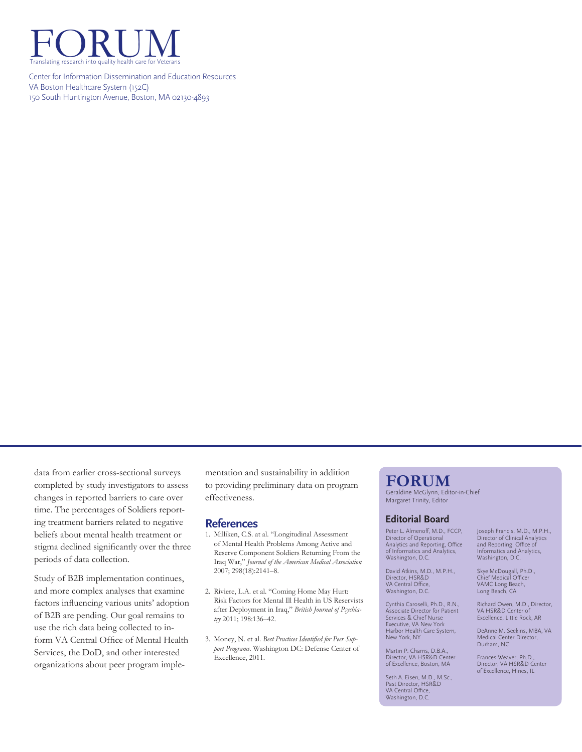# FORUM

Translating research into quality health care for Veterans

Center for Information Dissemination and Education Resources
VA Boston Healthcare System (152C)
150 South Huntington Avenue, Boston, MA 02130-4893

data from earlier cross-sectional surveys completed by study investigators to assess changes in reported barriers to care over time. The percentages of Soldiers reporting treatment barriers related to negative beliefs about mental health treatment or stigma declined significantly over the three periods of data collection.

Study of B2B implementation continues, and more complex analyses that examine factors influencing various units' adoption of B2B are pending. Our goal remains to use the rich data being collected to inform VA Central Office of Mental Health Services, the DoD, and other interested organizations about peer program implementation and sustainability in addition to providing preliminary data on program effectiveness.

## References

1. Milliken, C.S. at al. "Longitudinal Assessment of Mental Health Problems Among Active and Reserve Component Soldiers Returning From the Iraq War," *Journal of the American Medical Association* 2007; 298(18):2141–8.

2. Riviere, L.A. et al. "Coming Home May Hurt: Risk Factors for Mental Ill Health in US Reservists after Deployment in Iraq," *British Journal of Psychiatry* 2011; 198:136–42.

3. Money, N. et al. *Best Practices Identified for Peer Support Programs*. Washington DC: Defense Center of Excellence, 2011.

## FORUM

Geraldine McGlynn, Editor-in-Chief
Margaret Trinity, Editor

### Editorial Board

Peter L. Almenoff, M.D., FCCP, Director of Operational Analytics and Reporting, Office of Informatics and Analytics, Washington, D.C.

David Atkins, M.D., M.P.H., Director, HSR&D VA Central Office, Washington, D.C.

Cynthia Caroselli, Ph.D., R.N., Associate Director for Patient Services & Chief Nurse Executive, VA New York Harbor Health Care System, New York, NY

Martin P. Charns, D.B.A., Director, VA HSR&D Center of Excellence, Boston, MA

Seth A. Eisen, M.D., M.Sc., Past Director, HSR&D VA Central Office, Washington, D.C.

Joseph Francis, M.D., M.P.H., Director of Clinical Analytics and Reporting, Office of Informatics and Analytics, Washington, D.C.

Skye McDougall, Ph.D., Chief Medical Officer VAMC Long Beach, Long Beach, CA

Richard Owen, M.D., Director, VA HSR&D Center of Excellence, Little Rock, AR

DeAnne M. Seekins, MBA, VA Medical Center Director, Durham, NC

Frances Weaver, Ph.D., Director, VA HSR&D Center of Excellence, Hines, IL